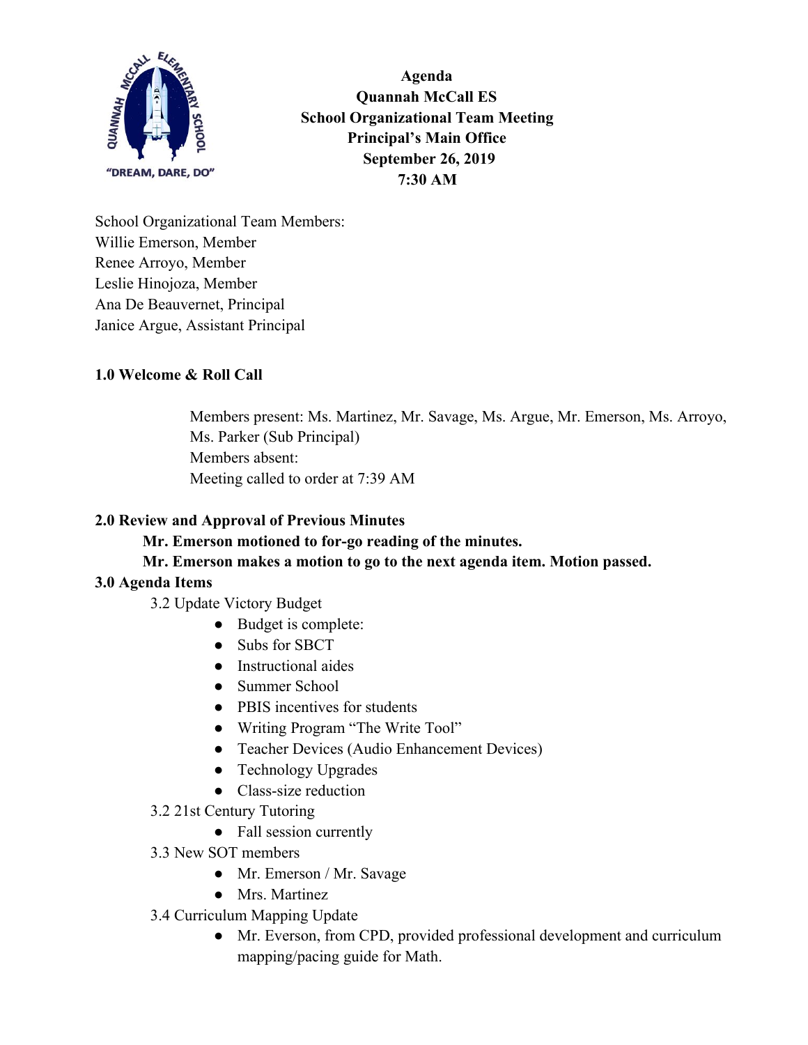**Agenda**
**Quannah McCall ES**
**School Organizational Team Meeting**
**Principal's Main Office**
**September 26, 2019**
**7:30 AM**

School Organizational Team Members:
Willie Emerson, Member
Renee Arroyo, Member
Leslie Hinojoza, Member
Ana De Beauvernet, Principal
Janice Argue, Assistant Principal

## 1.0 Welcome & Roll Call

Members present: Ms. Martinez, Mr. Savage, Ms. Argue, Mr. Emerson, Ms. Arroyo, Ms. Parker (Sub Principal)
Members absent:
Meeting called to order at 7:39 AM

## 2.0 Review and Approval of Previous Minutes

**Mr. Emerson motioned to for-go reading of the minutes.**
**Mr. Emerson makes a motion to go to the next agenda item. Motion passed.**

## 3.0 Agenda Items

3.2 Update Victory Budget

- Budget is complete:
- Subs for SBCT
- Instructional aides
- Summer School
- PBIS incentives for students
- Writing Program "The Write Tool"
- Teacher Devices (Audio Enhancement Devices)
- Technology Upgrades
- Class-size reduction

3.2 21st Century Tutoring

- Fall session currently

3.3 New SOT members

- Mr. Emerson / Mr. Savage
- Mrs. Martinez

3.4 Curriculum Mapping Update

- Mr. Everson, from CPD, provided professional development and curriculum mapping/pacing guide for Math.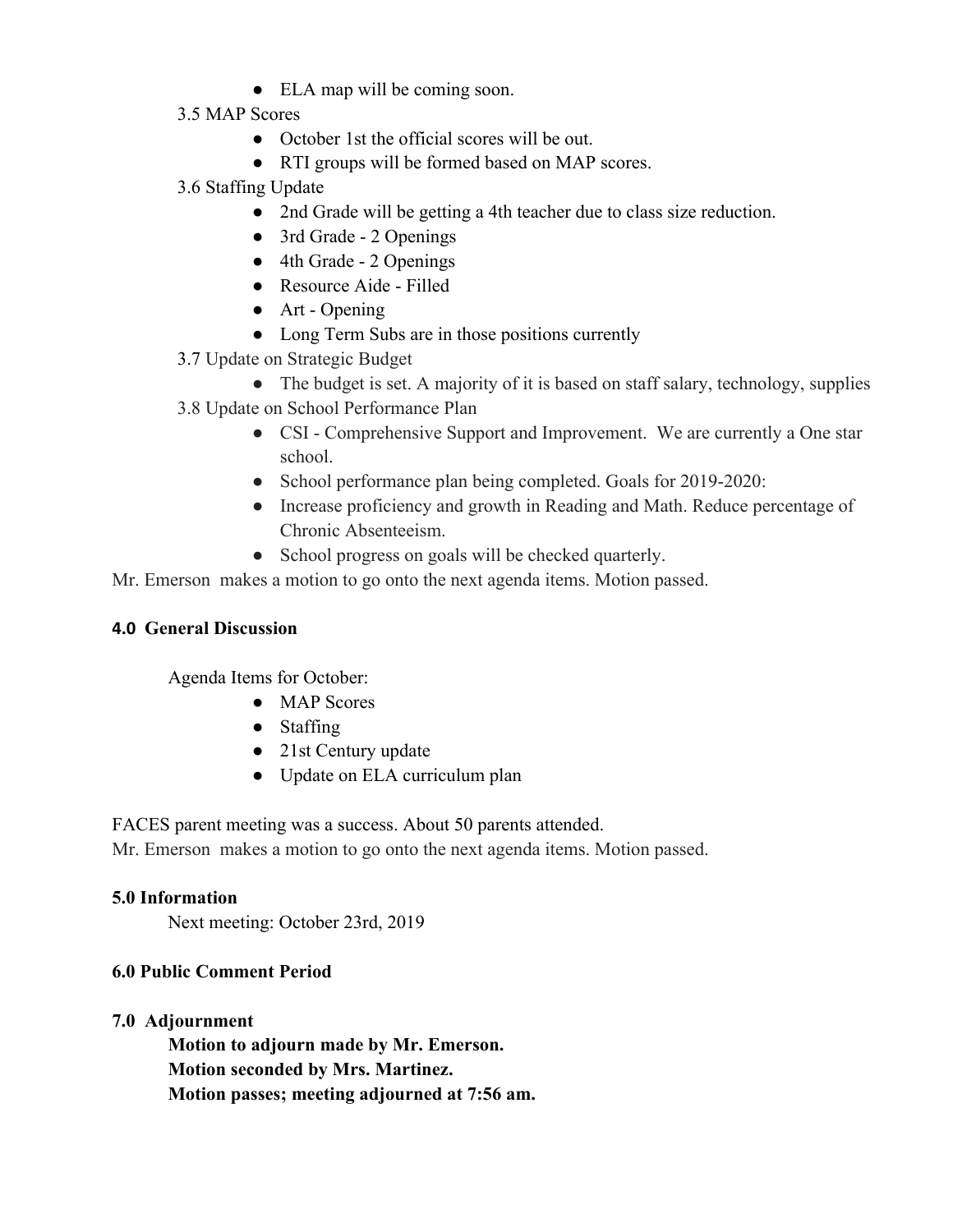- ELA map will be coming soon.

3.5 MAP Scores

- October 1st the official scores will be out.
- RTI groups will be formed based on MAP scores.

3.6 Staffing Update

- 2nd Grade will be getting a 4th teacher due to class size reduction.
- 3rd Grade - 2 Openings
- 4th Grade - 2 Openings
- Resource Aide - Filled
- Art - Opening
- Long Term Subs are in those positions currently

3.7 Update on Strategic Budget

- The budget is set. A majority of it is based on staff salary, technology, supplies

3.8 Update on School Performance Plan

- CSI - Comprehensive Support and Improvement. We are currently a One star school.
- School performance plan being completed. Goals for 2019-2020:
- Increase proficiency and growth in Reading and Math. Reduce percentage of Chronic Absenteeism.
- School progress on goals will be checked quarterly.

Mr. Emerson makes a motion to go onto the next agenda items. Motion passed.

**4.0 General Discussion**

Agenda Items for October:

- MAP Scores
- Staffing
- 21st Century update
- Update on ELA curriculum plan

FACES parent meeting was a success. About 50 parents attended.
Mr. Emerson makes a motion to go onto the next agenda items. Motion passed.

**5.0 Information**

Next meeting: October 23rd, 2019

**6.0 Public Comment Period**

**7.0 Adjournment**

**Motion to adjourn made by Mr. Emerson.**
**Motion seconded by Mrs. Martinez.**
**Motion passes; meeting adjourned at 7:56 am.**